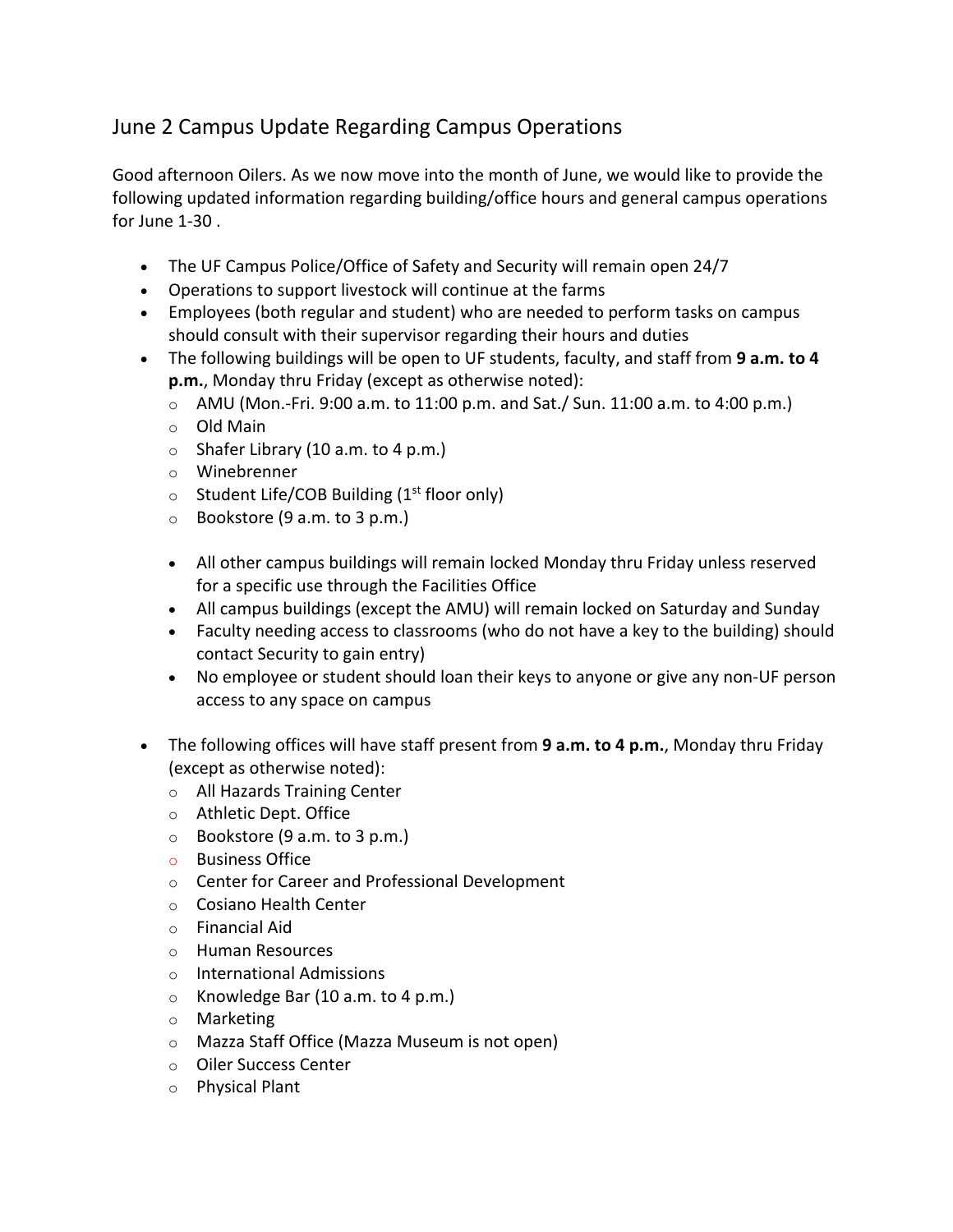## June 2 Campus Update Regarding Campus Operations

Good afternoon Oilers. As we now move into the month of June, we would like to provide the following updated information regarding building/office hours and general campus operations for June 1-30 .

- The UF Campus Police/Office of Safety and Security will remain open 24/7
- Operations to support livestock will continue at the farms
- Employees (both regular and student) who are needed to perform tasks on campus should consult with their supervisor regarding their hours and duties
- The following buildings will be open to UF students, faculty, and staff from **9 a.m. to 4 p.m.**, Monday thru Friday (except as otherwise noted):
  - AMU (Mon.-Fri. 9:00 a.m. to 11:00 p.m. and Sat./ Sun. 11:00 a.m. to 4:00 p.m.)
  - Old Main
  - Shafer Library (10 a.m. to 4 p.m.)
  - Winebrenner
  - Student Life/COB Building (1st floor only)
  - Bookstore (9 a.m. to 3 p.m.)

  - All other campus buildings will remain locked Monday thru Friday unless reserved for a specific use through the Facilities Office
  - All campus buildings (except the AMU) will remain locked on Saturday and Sunday
  - Faculty needing access to classrooms (who do not have a key to the building) should contact Security to gain entry)
  - No employee or student should loan their keys to anyone or give any non-UF person access to any space on campus

- The following offices will have staff present from **9 a.m. to 4 p.m.**, Monday thru Friday (except as otherwise noted):
  - All Hazards Training Center
  - Athletic Dept. Office
  - Bookstore (9 a.m. to 3 p.m.)
  - Business Office
  - Center for Career and Professional Development
  - Cosiano Health Center
  - Financial Aid
  - Human Resources
  - International Admissions
  - Knowledge Bar (10 a.m. to 4 p.m.)
  - Marketing
  - Mazza Staff Office (Mazza Museum is not open)
  - Oiler Success Center
  - Physical Plant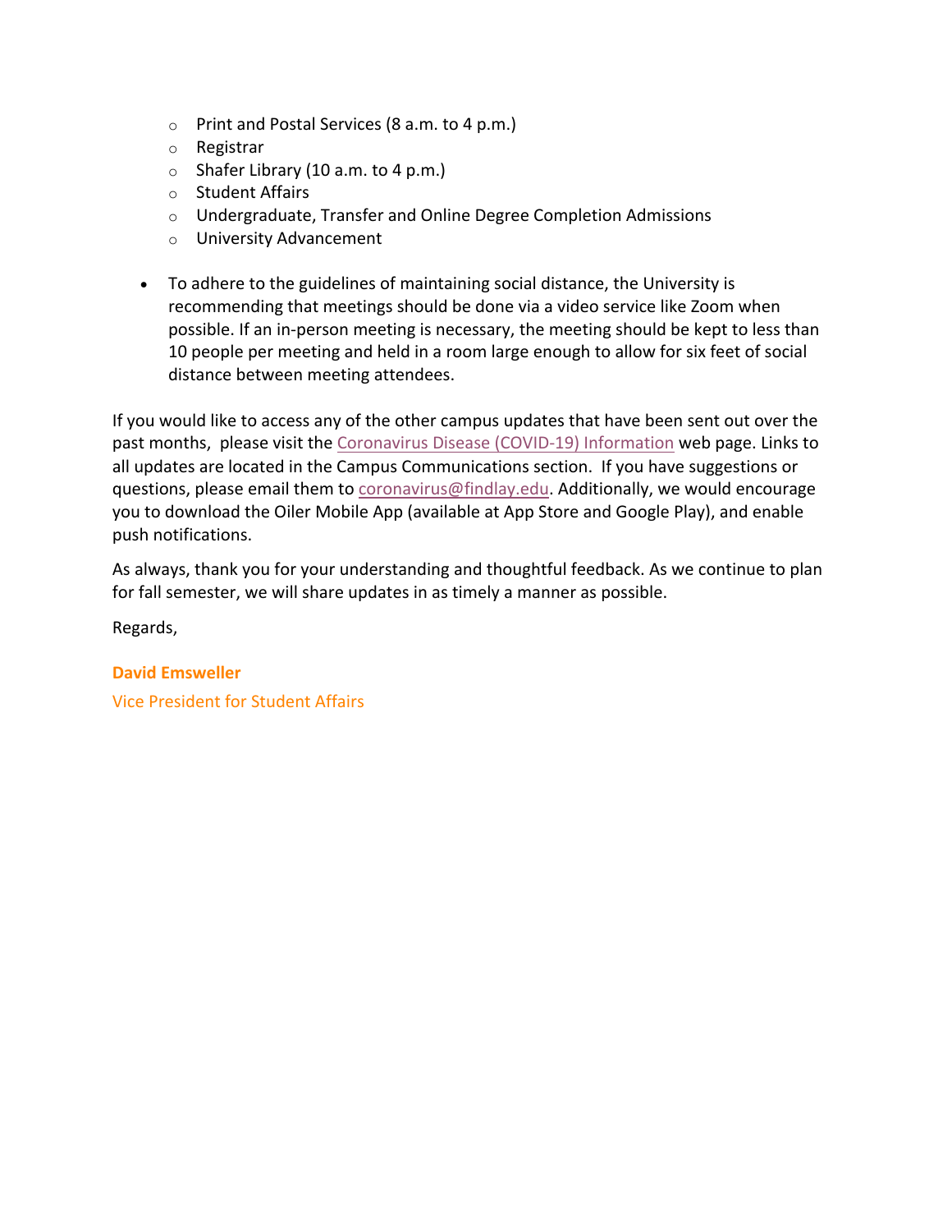- Print and Postal Services (8 a.m. to 4 p.m.)
    - Registrar
    - Shafer Library (10 a.m. to 4 p.m.)
    - Student Affairs
    - Undergraduate, Transfer and Online Degree Completion Admissions
    - University Advancement

- To adhere to the guidelines of maintaining social distance, the University is recommending that meetings should be done via a video service like Zoom when possible. If an in-person meeting is necessary, the meeting should be kept to less than 10 people per meeting and held in a room large enough to allow for six feet of social distance between meeting attendees.

If you would like to access any of the other campus updates that have been sent out over the past months, please visit the Coronavirus Disease (COVID-19) Information web page. Links to all updates are located in the Campus Communications section. If you have suggestions or questions, please email them to coronavirus@findlay.edu. Additionally, we would encourage you to download the Oiler Mobile App (available at App Store and Google Play), and enable push notifications.

As always, thank you for your understanding and thoughtful feedback. As we continue to plan for fall semester, we will share updates in as timely a manner as possible.

Regards,

**David Emsweller**

Vice President for Student Affairs